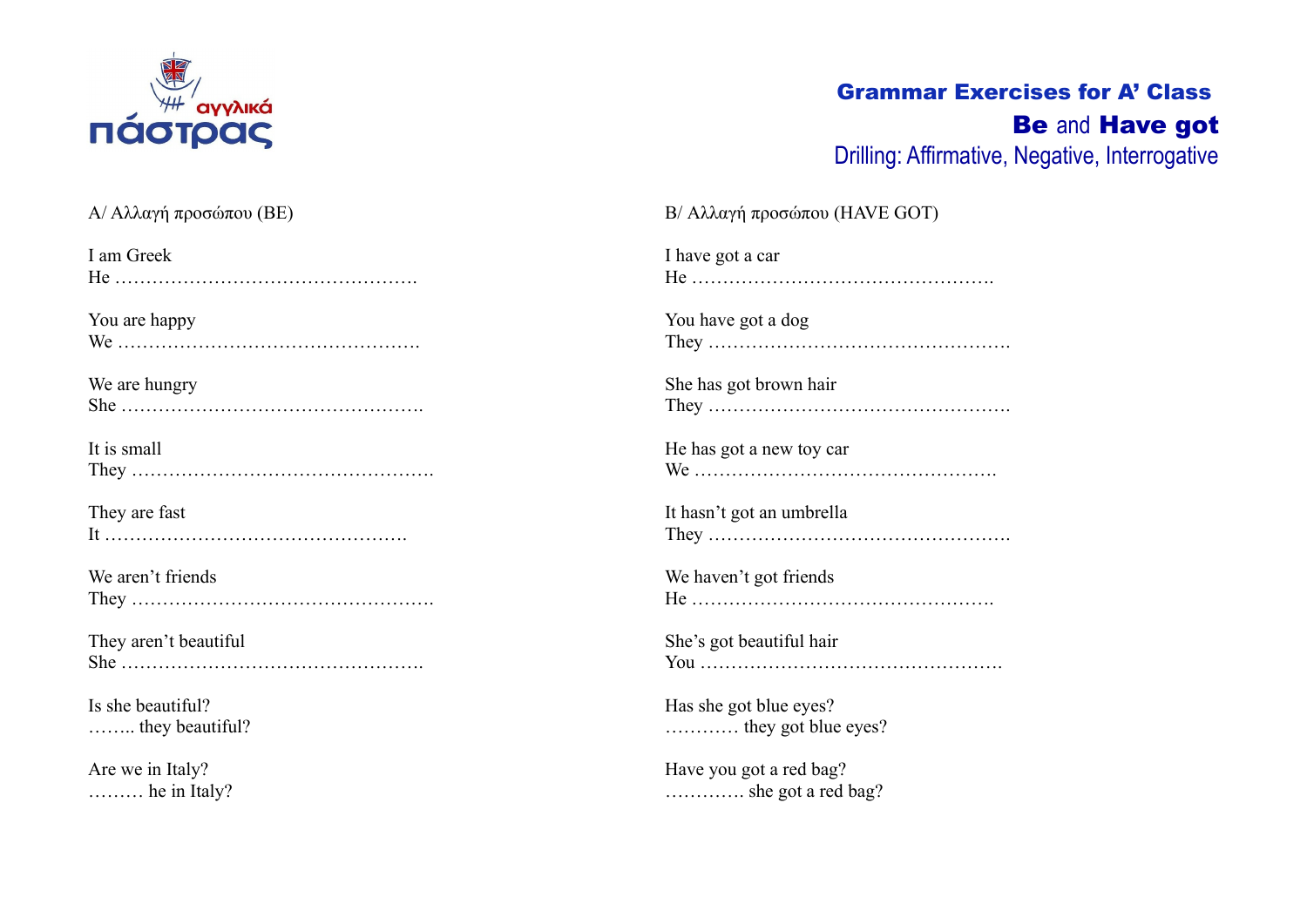αγγλικά πάστρας

# Grammar Exercises for A' Class

## **Be** and **Have got**

### Drilling: Affirmative, Negative, Interrogative

A/ Αλλαγή προσώπου (BE)

I am Greek
He ………………………………………….

You are happy
We ………………………………………….

We are hungry
She ………………………………………….

It is small
They ………………………………………….

They are fast
It ………………………………………….

We aren't friends
They ………………………………………….

They aren't beautiful
She ………………………………………….

Is she beautiful?
…….. they beautiful?

Are we in Italy?
……… he in Italy?

B/ Αλλαγή προσώπου (HAVE GOT)

I have got a car
He ………………………………………….

You have got a dog
They ………………………………………….

She has got brown hair
They ………………………………………….

He has got a new toy car
We ………………………………………….

It hasn't got an umbrella
They ………………………………………….

We haven't got friends
He ………………………………………….

She's got beautiful hair
You ………………………………………….

Has she got blue eyes?
………… they got blue eyes?

Have you got a red bag?
…………. she got a red bag?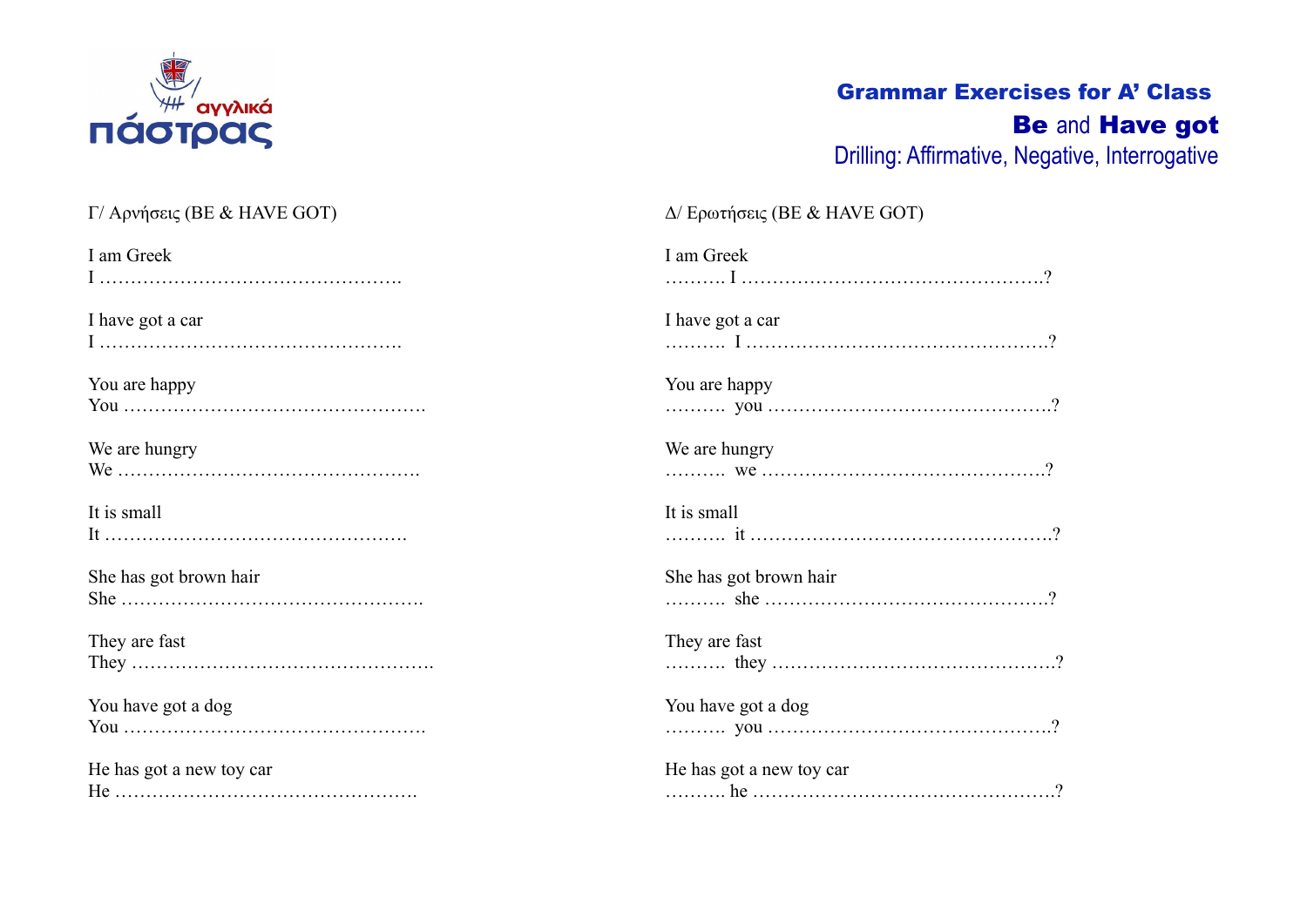αγγλικά
πάστρας

## Grammar Exercises for A' Class

### **Be** and **Have got**

Drilling: Affirmative, Negative, Interrogative

Γ/ Αρνήσεις (BE & HAVE GOT)

I am Greek
I ………………………………………….

I have got a car
I ………………………………………….

You are happy
You ………………………………………….

We are hungry
We ………………………………………….

It is small
It ………………………………………….

She has got brown hair
She ………………………………………….

They are fast
They ………………………………………….

You have got a dog
You ………………………………………….

He has got a new toy car
He ………………………………………….

Δ/ Ερωτήσεις (BE & HAVE GOT)

I am Greek
………. I ………………………………………….?

I have got a car
………. I ………………………………………….?

You are happy
………. you ……………………………………….?

We are hungry
………. we ……………………………………….?

It is small
………. it ………………………………………….?

She has got brown hair
………. she ……………………………………….?

They are fast
………. they ……………………………………….?

You have got a dog
………. you ……………………………………….?

He has got a new toy car
………. he ………………………………………….?